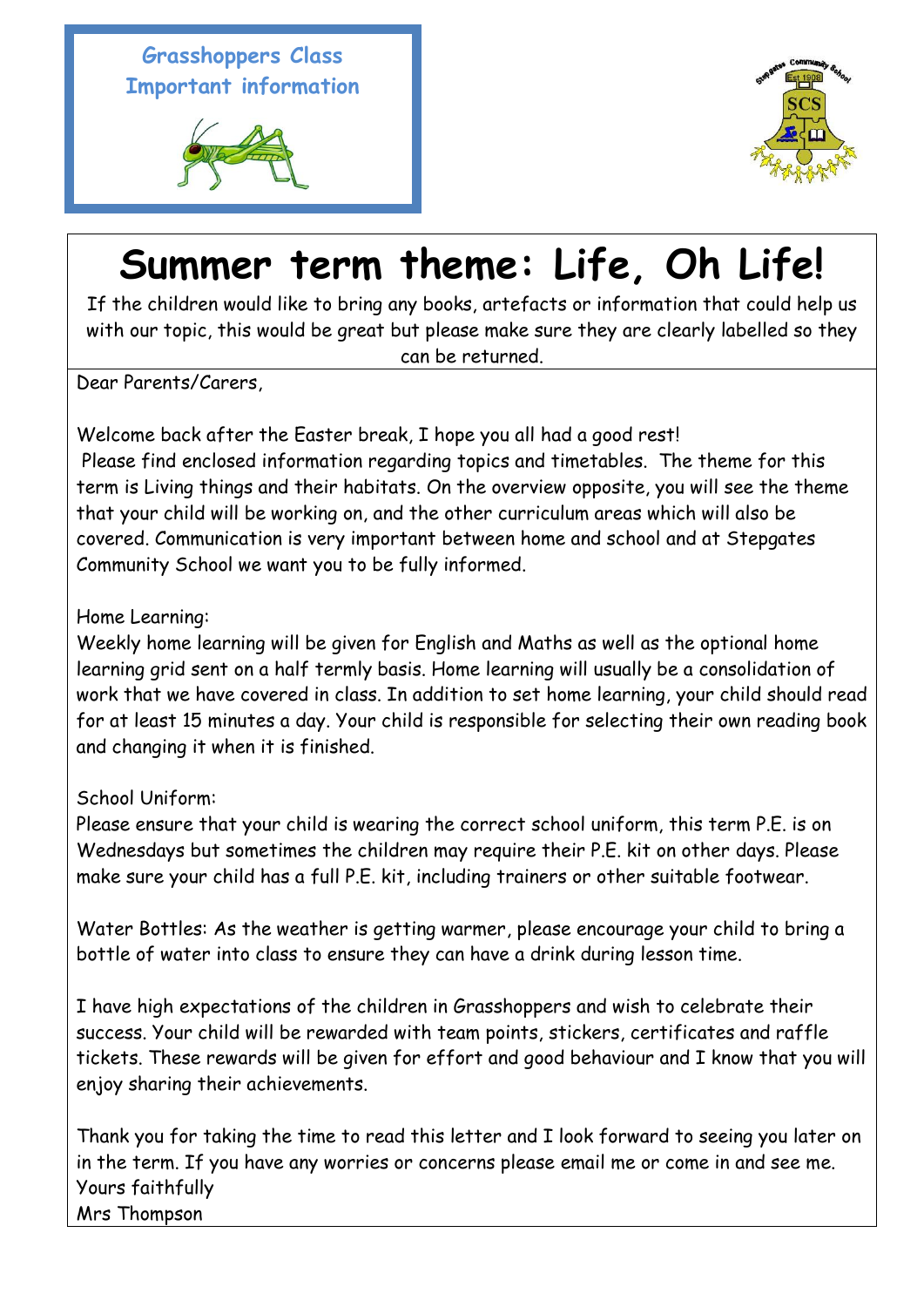**Grasshoppers Class**
**Important information**

# Summer term theme: Life, Oh Life!

If the children would like to bring any books, artefacts or information that could help us with our topic, this would be great but please make sure they are clearly labelled so they can be returned.

Dear Parents/Carers,

Welcome back after the Easter break, I hope you all had a good rest!
Please find enclosed information regarding topics and timetables. The theme for this term is Living things and their habitats. On the overview opposite, you will see the theme that your child will be working on, and the other curriculum areas which will also be covered. Communication is very important between home and school and at Stepgates Community School we want you to be fully informed.

Home Learning:
Weekly home learning will be given for English and Maths as well as the optional home learning grid sent on a half termly basis. Home learning will usually be a consolidation of work that we have covered in class. In addition to set home learning, your child should read for at least 15 minutes a day. Your child is responsible for selecting their own reading book and changing it when it is finished.

School Uniform:
Please ensure that your child is wearing the correct school uniform, this term P.E. is on Wednesdays but sometimes the children may require their P.E. kit on other days. Please make sure your child has a full P.E. kit, including trainers or other suitable footwear.

Water Bottles: As the weather is getting warmer, please encourage your child to bring a bottle of water into class to ensure they can have a drink during lesson time.

I have high expectations of the children in Grasshoppers and wish to celebrate their success. Your child will be rewarded with team points, stickers, certificates and raffle tickets. These rewards will be given for effort and good behaviour and I know that you will enjoy sharing their achievements.

Thank you for taking the time to read this letter and I look forward to seeing you later on in the term. If you have any worries or concerns please email me or come in and see me.
Yours faithfully
Mrs Thompson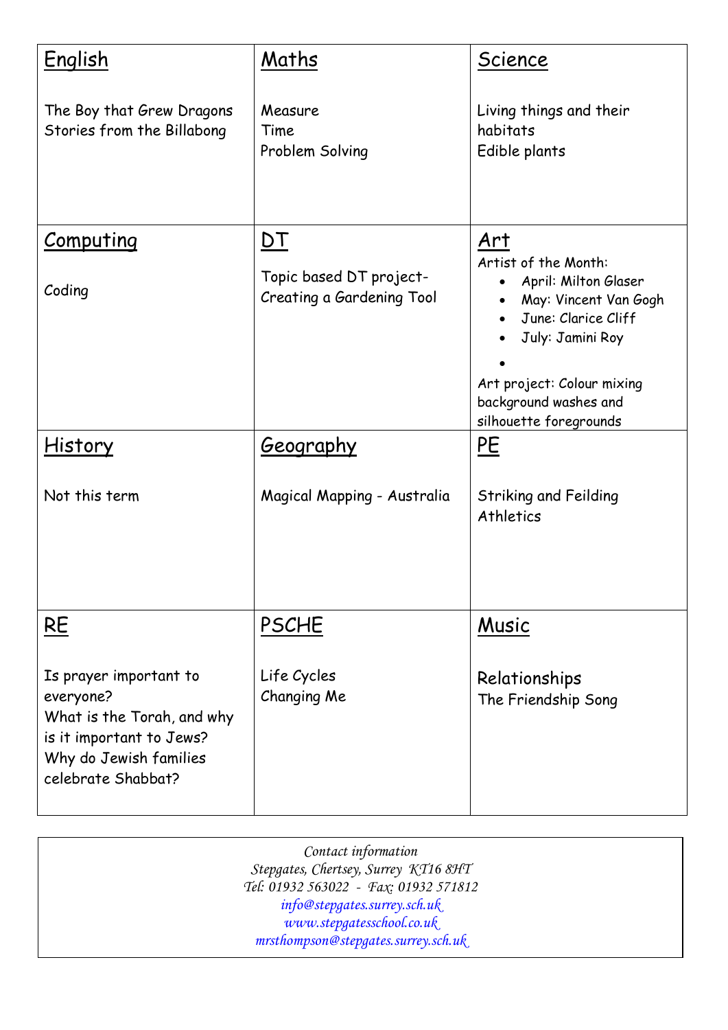| | | |
|---|---|---|
| <u>English</u><br><br>The Boy that Grew Dragons<br>Stories from the Billabong | <u>Maths</u><br><br>Measure<br>Time<br>Problem Solving | <u>Science</u><br><br>Living things and their habitats<br>Edible plants |
| <u>Computing</u><br><br>Coding | <u>DT</u><br><br>Topic based DT project-Creating a Gardening Tool | <u>Art</u><br>Artist of the Month:<br>• April: Milton Glaser<br>• May: Vincent Van Gogh<br>• June: Clarice Cliff<br>• July: Jamini Roy<br>•<br>Art project: Colour mixing background washes and silhouette foregrounds |
| <u>History</u><br><br>Not this term | <u>Geography</u><br><br>Magical Mapping - Australia | <u>PE</u><br><br>Striking and Feilding<br>Athletics |
| <u>RE</u><br><br>Is prayer important to everyone?<br>What is the Torah, and why is it important to Jews?<br>Why do Jewish families celebrate Shabbat? | <u>PSCHE</u><br><br>Life Cycles<br>Changing Me | <u>Music</u><br><br>Relationships<br>The Friendship Song |

*Contact information*
*Stepgates, Chertsey, Surrey KT16 8HT*
*Tel: 01932 563022 - Fax: 01932 571812*
*info@stepgates.surrey.sch.uk*
*www.stepgatesschool.co.uk*
*mrsthompson@stepgates.surrey.sch.uk*